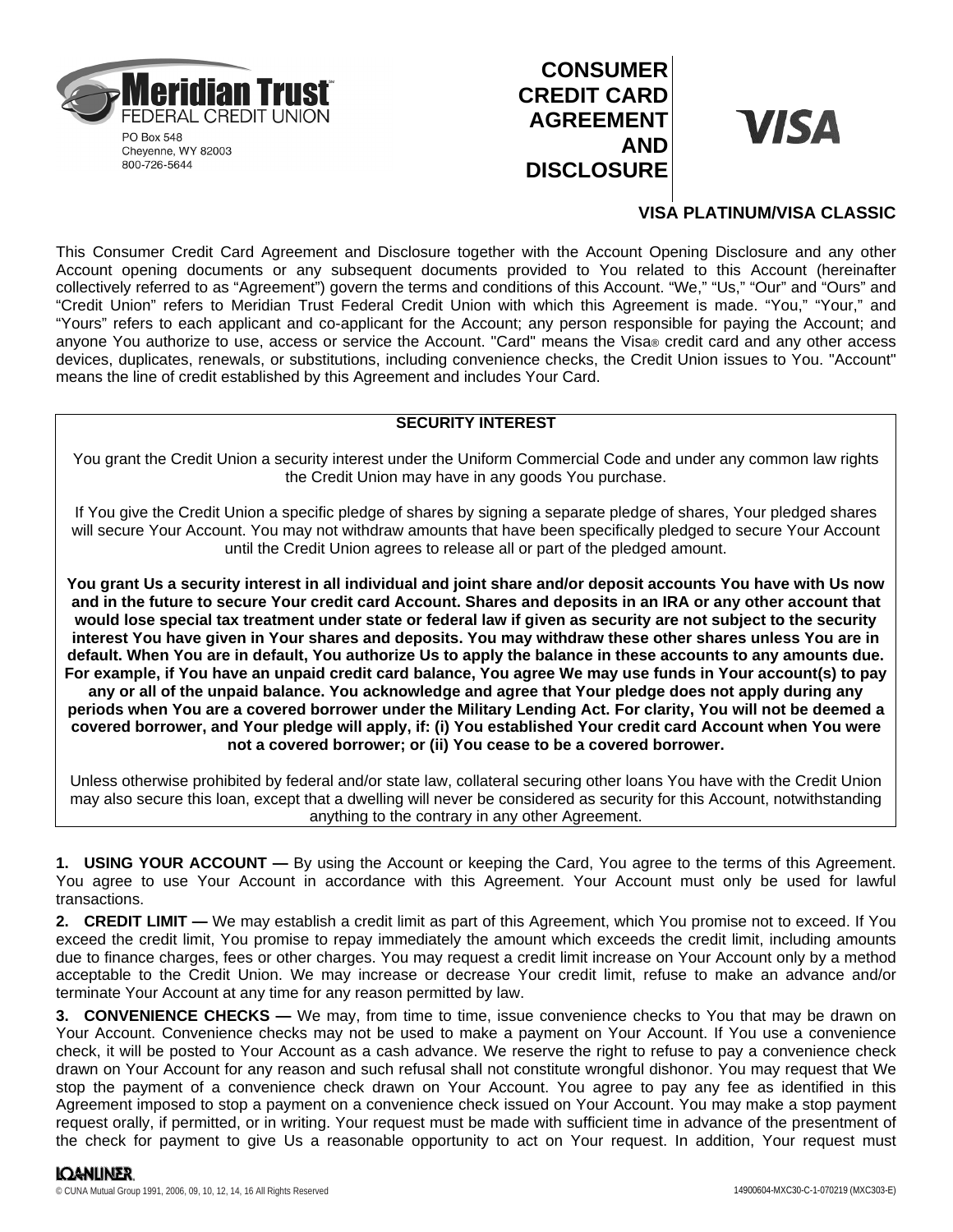Meridian Trust FEDERAL CREDIT UNION

PO Box 548
Cheyenne, WY 82003
800-726-5644

# CONSUMER CREDIT CARD AGREEMENT AND DISCLOSURE

VISA

## VISA PLATINUM/VISA CLASSIC

This Consumer Credit Card Agreement and Disclosure together with the Account Opening Disclosure and any other Account opening documents or any subsequent documents provided to You related to this Account (hereinafter collectively referred to as "Agreement") govern the terms and conditions of this Account. "We," "Us," "Our" and "Ours" and "Credit Union" refers to Meridian Trust Federal Credit Union with which this Agreement is made. "You," "Your," and "Yours" refers to each applicant and co-applicant for the Account; any person responsible for paying the Account; and anyone You authorize to use, access or service the Account. "Card" means the Visa® credit card and any other access devices, duplicates, renewals, or substitutions, including convenience checks, the Credit Union issues to You. "Account" means the line of credit established by this Agreement and includes Your Card.

### SECURITY INTEREST

You grant the Credit Union a security interest under the Uniform Commercial Code and under any common law rights the Credit Union may have in any goods You purchase.

If You give the Credit Union a specific pledge of shares by signing a separate pledge of shares, Your pledged shares will secure Your Account. You may not withdraw amounts that have been specifically pledged to secure Your Account until the Credit Union agrees to release all or part of the pledged amount.

**You grant Us a security interest in all individual and joint share and/or deposit accounts You have with Us now and in the future to secure Your credit card Account. Shares and deposits in an IRA or any other account that would lose special tax treatment under state or federal law if given as security are not subject to the security interest You have given in Your shares and deposits. You may withdraw these other shares unless You are in default. When You are in default, You authorize Us to apply the balance in these accounts to any amounts due. For example, if You have an unpaid credit card balance, You agree We may use funds in Your account(s) to pay any or all of the unpaid balance. You acknowledge and agree that Your pledge does not apply during any periods when You are a covered borrower under the Military Lending Act. For clarity, You will not be deemed a covered borrower, and Your pledge will apply, if: (i) You established Your credit card Account when You were not a covered borrower; or (ii) You cease to be a covered borrower.**

Unless otherwise prohibited by federal and/or state law, collateral securing other loans You have with the Credit Union may also secure this loan, except that a dwelling will never be considered as security for this Account, notwithstanding anything to the contrary in any other Agreement.

**1. USING YOUR ACCOUNT —** By using the Account or keeping the Card, You agree to the terms of this Agreement. You agree to use Your Account in accordance with this Agreement. Your Account must only be used for lawful transactions.

**2. CREDIT LIMIT —** We may establish a credit limit as part of this Agreement, which You promise not to exceed. If You exceed the credit limit, You promise to repay immediately the amount which exceeds the credit limit, including amounts due to finance charges, fees or other charges. You may request a credit limit increase on Your Account only by a method acceptable to the Credit Union. We may increase or decrease Your credit limit, refuse to make an advance and/or terminate Your Account at any time for any reason permitted by law.

**3. CONVENIENCE CHECKS —** We may, from time to time, issue convenience checks to You that may be drawn on Your Account. Convenience checks may not be used to make a payment on Your Account. If You use a convenience check, it will be posted to Your Account as a cash advance. We reserve the right to refuse to pay a convenience check drawn on Your Account for any reason and such refusal shall not constitute wrongful dishonor. You may request that We stop the payment of a convenience check drawn on Your Account. You agree to pay any fee as identified in this Agreement imposed to stop a payment on a convenience check issued on Your Account. You may make a stop payment request orally, if permitted, or in writing. Your request must be made with sufficient time in advance of the presentment of the check for payment to give Us a reasonable opportunity to act on Your request. In addition, Your request must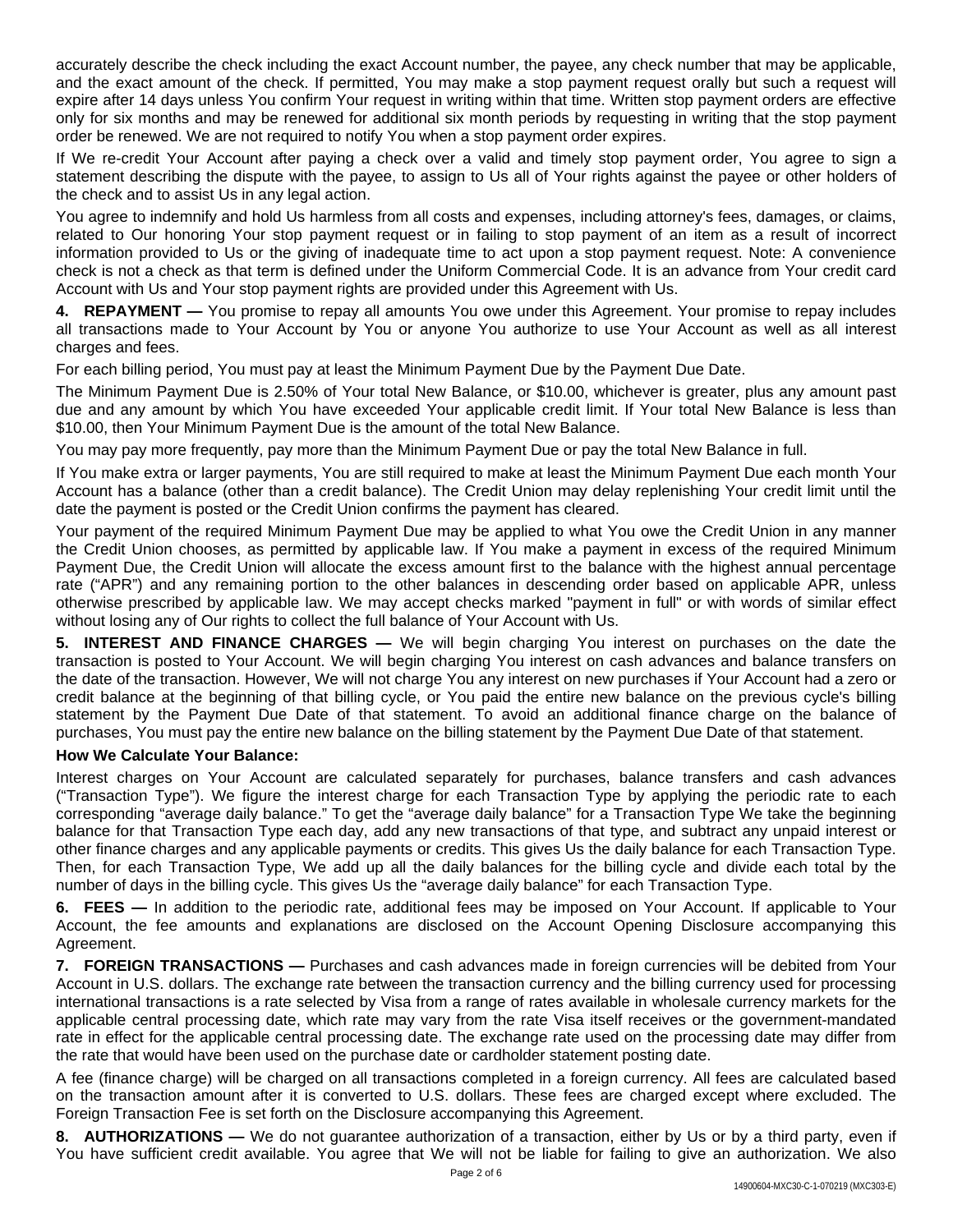accurately describe the check including the exact Account number, the payee, any check number that may be applicable, and the exact amount of the check. If permitted, You may make a stop payment request orally but such a request will expire after 14 days unless You confirm Your request in writing within that time. Written stop payment orders are effective only for six months and may be renewed for additional six month periods by requesting in writing that the stop payment order be renewed. We are not required to notify You when a stop payment order expires.

If We re-credit Your Account after paying a check over a valid and timely stop payment order, You agree to sign a statement describing the dispute with the payee, to assign to Us all of Your rights against the payee or other holders of the check and to assist Us in any legal action.

You agree to indemnify and hold Us harmless from all costs and expenses, including attorney's fees, damages, or claims, related to Our honoring Your stop payment request or in failing to stop payment of an item as a result of incorrect information provided to Us or the giving of inadequate time to act upon a stop payment request. Note: A convenience check is not a check as that term is defined under the Uniform Commercial Code. It is an advance from Your credit card Account with Us and Your stop payment rights are provided under this Agreement with Us.

**4. REPAYMENT —** You promise to repay all amounts You owe under this Agreement. Your promise to repay includes all transactions made to Your Account by You or anyone You authorize to use Your Account as well as all interest charges and fees.

For each billing period, You must pay at least the Minimum Payment Due by the Payment Due Date.

The Minimum Payment Due is 2.50% of Your total New Balance, or $10.00, whichever is greater, plus any amount past due and any amount by which You have exceeded Your applicable credit limit. If Your total New Balance is less than $10.00, then Your Minimum Payment Due is the amount of the total New Balance.

You may pay more frequently, pay more than the Minimum Payment Due or pay the total New Balance in full.

If You make extra or larger payments, You are still required to make at least the Minimum Payment Due each month Your Account has a balance (other than a credit balance). The Credit Union may delay replenishing Your credit limit until the date the payment is posted or the Credit Union confirms the payment has cleared.

Your payment of the required Minimum Payment Due may be applied to what You owe the Credit Union in any manner the Credit Union chooses, as permitted by applicable law. If You make a payment in excess of the required Minimum Payment Due, the Credit Union will allocate the excess amount first to the balance with the highest annual percentage rate ("APR") and any remaining portion to the other balances in descending order based on applicable APR, unless otherwise prescribed by applicable law. We may accept checks marked "payment in full" or with words of similar effect without losing any of Our rights to collect the full balance of Your Account with Us.

**5. INTEREST AND FINANCE CHARGES —** We will begin charging You interest on purchases on the date the transaction is posted to Your Account. We will begin charging You interest on cash advances and balance transfers on the date of the transaction. However, We will not charge You any interest on new purchases if Your Account had a zero or credit balance at the beginning of that billing cycle, or You paid the entire new balance on the previous cycle's billing statement by the Payment Due Date of that statement. To avoid an additional finance charge on the balance of purchases, You must pay the entire new balance on the billing statement by the Payment Due Date of that statement.

**How We Calculate Your Balance:**

Interest charges on Your Account are calculated separately for purchases, balance transfers and cash advances ("Transaction Type"). We figure the interest charge for each Transaction Type by applying the periodic rate to each corresponding "average daily balance." To get the "average daily balance" for a Transaction Type We take the beginning balance for that Transaction Type each day, add any new transactions of that type, and subtract any unpaid interest or other finance charges and any applicable payments or credits. This gives Us the daily balance for each Transaction Type. Then, for each Transaction Type, We add up all the daily balances for the billing cycle and divide each total by the number of days in the billing cycle. This gives Us the "average daily balance" for each Transaction Type.

**6. FEES —** In addition to the periodic rate, additional fees may be imposed on Your Account. If applicable to Your Account, the fee amounts and explanations are disclosed on the Account Opening Disclosure accompanying this Agreement.

**7. FOREIGN TRANSACTIONS —** Purchases and cash advances made in foreign currencies will be debited from Your Account in U.S. dollars. The exchange rate between the transaction currency and the billing currency used for processing international transactions is a rate selected by Visa from a range of rates available in wholesale currency markets for the applicable central processing date, which rate may vary from the rate Visa itself receives or the government-mandated rate in effect for the applicable central processing date. The exchange rate used on the processing date may differ from the rate that would have been used on the purchase date or cardholder statement posting date.

A fee (finance charge) will be charged on all transactions completed in a foreign currency. All fees are calculated based on the transaction amount after it is converted to U.S. dollars. These fees are charged except where excluded. The Foreign Transaction Fee is set forth on the Disclosure accompanying this Agreement.

**8. AUTHORIZATIONS —** We do not guarantee authorization of a transaction, either by Us or by a third party, even if You have sufficient credit available. You agree that We will not be liable for failing to give an authorization. We also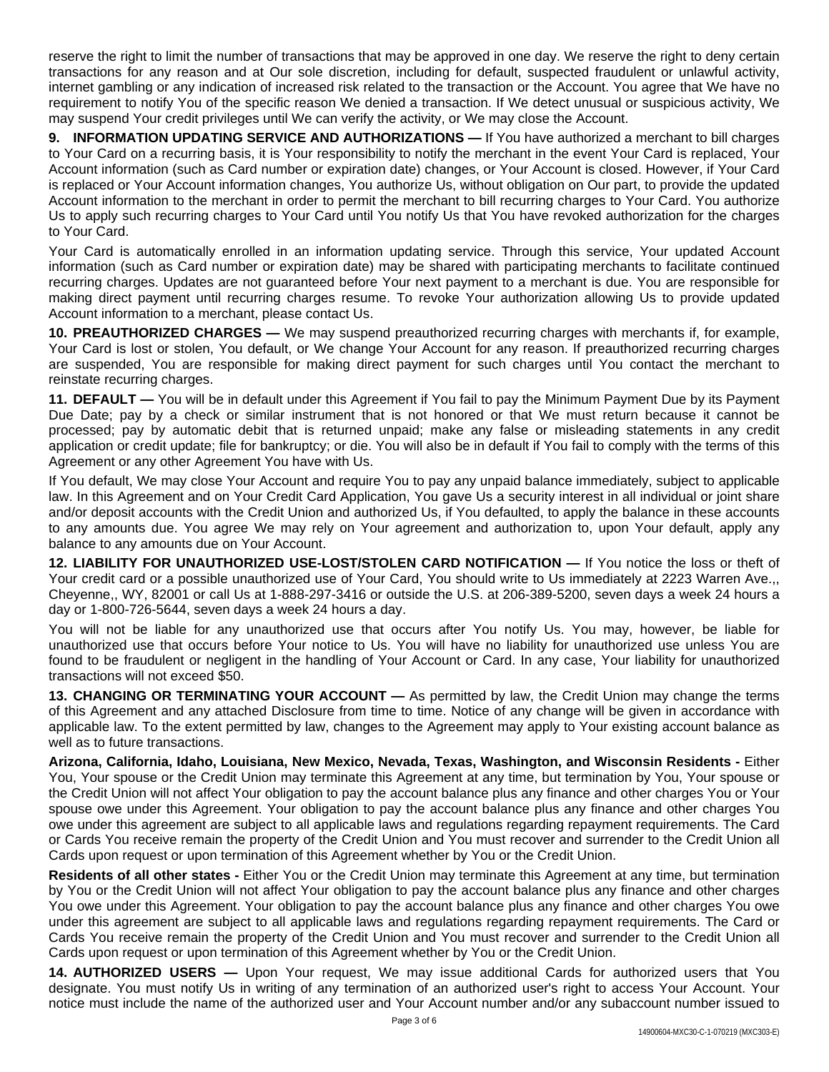reserve the right to limit the number of transactions that may be approved in one day. We reserve the right to deny certain transactions for any reason and at Our sole discretion, including for default, suspected fraudulent or unlawful activity, internet gambling or any indication of increased risk related to the transaction or the Account. You agree that We have no requirement to notify You of the specific reason We denied a transaction. If We detect unusual or suspicious activity, We may suspend Your credit privileges until We can verify the activity, or We may close the Account.

**9. INFORMATION UPDATING SERVICE AND AUTHORIZATIONS —** If You have authorized a merchant to bill charges to Your Card on a recurring basis, it is Your responsibility to notify the merchant in the event Your Card is replaced, Your Account information (such as Card number or expiration date) changes, or Your Account is closed. However, if Your Card is replaced or Your Account information changes, You authorize Us, without obligation on Our part, to provide the updated Account information to the merchant in order to permit the merchant to bill recurring charges to Your Card. You authorize Us to apply such recurring charges to Your Card until You notify Us that You have revoked authorization for the charges to Your Card.

Your Card is automatically enrolled in an information updating service. Through this service, Your updated Account information (such as Card number or expiration date) may be shared with participating merchants to facilitate continued recurring charges. Updates are not guaranteed before Your next payment to a merchant is due. You are responsible for making direct payment until recurring charges resume. To revoke Your authorization allowing Us to provide updated Account information to a merchant, please contact Us.

**10. PREAUTHORIZED CHARGES —** We may suspend preauthorized recurring charges with merchants if, for example, Your Card is lost or stolen, You default, or We change Your Account for any reason. If preauthorized recurring charges are suspended, You are responsible for making direct payment for such charges until You contact the merchant to reinstate recurring charges.

**11. DEFAULT —** You will be in default under this Agreement if You fail to pay the Minimum Payment Due by its Payment Due Date; pay by a check or similar instrument that is not honored or that We must return because it cannot be processed; pay by automatic debit that is returned unpaid; make any false or misleading statements in any credit application or credit update; file for bankruptcy; or die. You will also be in default if You fail to comply with the terms of this Agreement or any other Agreement You have with Us.

If You default, We may close Your Account and require You to pay any unpaid balance immediately, subject to applicable law. In this Agreement and on Your Credit Card Application, You gave Us a security interest in all individual or joint share and/or deposit accounts with the Credit Union and authorized Us, if You defaulted, to apply the balance in these accounts to any amounts due. You agree We may rely on Your agreement and authorization to, upon Your default, apply any balance to any amounts due on Your Account.

**12. LIABILITY FOR UNAUTHORIZED USE-LOST/STOLEN CARD NOTIFICATION —** If You notice the loss or theft of Your credit card or a possible unauthorized use of Your Card, You should write to Us immediately at 2223 Warren Ave.,, Cheyenne,, WY, 82001 or call Us at 1-888-297-3416 or outside the U.S. at 206-389-5200, seven days a week 24 hours a day or 1-800-726-5644, seven days a week 24 hours a day.

You will not be liable for any unauthorized use that occurs after You notify Us. You may, however, be liable for unauthorized use that occurs before Your notice to Us. You will have no liability for unauthorized use unless You are found to be fraudulent or negligent in the handling of Your Account or Card. In any case, Your liability for unauthorized transactions will not exceed $50.

**13. CHANGING OR TERMINATING YOUR ACCOUNT —** As permitted by law, the Credit Union may change the terms of this Agreement and any attached Disclosure from time to time. Notice of any change will be given in accordance with applicable law. To the extent permitted by law, changes to the Agreement may apply to Your existing account balance as well as to future transactions.

**Arizona, California, Idaho, Louisiana, New Mexico, Nevada, Texas, Washington, and Wisconsin Residents -** Either You, Your spouse or the Credit Union may terminate this Agreement at any time, but termination by You, Your spouse or the Credit Union will not affect Your obligation to pay the account balance plus any finance and other charges You or Your spouse owe under this Agreement. Your obligation to pay the account balance plus any finance and other charges You owe under this agreement are subject to all applicable laws and regulations regarding repayment requirements. The Card or Cards You receive remain the property of the Credit Union and You must recover and surrender to the Credit Union all Cards upon request or upon termination of this Agreement whether by You or the Credit Union.

**Residents of all other states -** Either You or the Credit Union may terminate this Agreement at any time, but termination by You or the Credit Union will not affect Your obligation to pay the account balance plus any finance and other charges You owe under this Agreement. Your obligation to pay the account balance plus any finance and other charges You owe under this agreement are subject to all applicable laws and regulations regarding repayment requirements. The Card or Cards You receive remain the property of the Credit Union and You must recover and surrender to the Credit Union all Cards upon request or upon termination of this Agreement whether by You or the Credit Union.

**14. AUTHORIZED USERS —** Upon Your request, We may issue additional Cards for authorized users that You designate. You must notify Us in writing of any termination of an authorized user's right to access Your Account. Your notice must include the name of the authorized user and Your Account number and/or any subaccount number issued to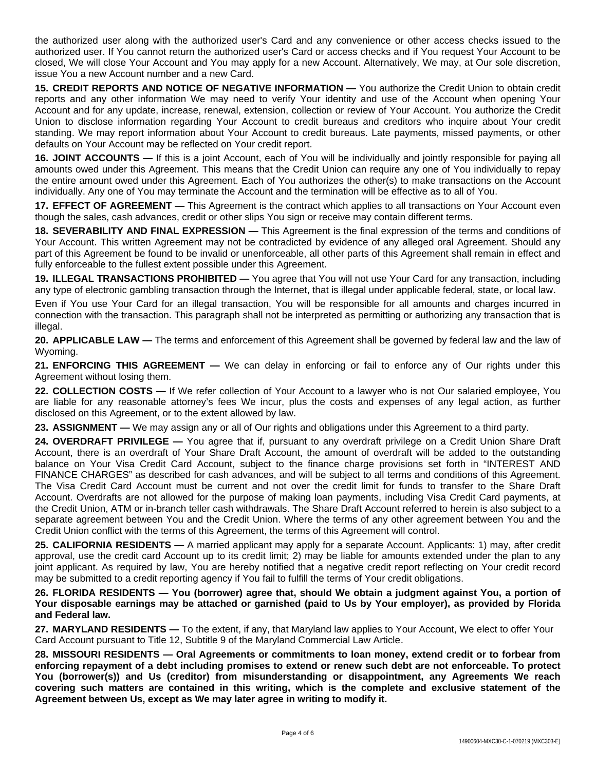the authorized user along with the authorized user's Card and any convenience or other access checks issued to the authorized user. If You cannot return the authorized user's Card or access checks and if You request Your Account to be closed, We will close Your Account and You may apply for a new Account. Alternatively, We may, at Our sole discretion, issue You a new Account number and a new Card.

**15. CREDIT REPORTS AND NOTICE OF NEGATIVE INFORMATION —** You authorize the Credit Union to obtain credit reports and any other information We may need to verify Your identity and use of the Account when opening Your Account and for any update, increase, renewal, extension, collection or review of Your Account. You authorize the Credit Union to disclose information regarding Your Account to credit bureaus and creditors who inquire about Your credit standing. We may report information about Your Account to credit bureaus. Late payments, missed payments, or other defaults on Your Account may be reflected on Your credit report.

**16. JOINT ACCOUNTS —** If this is a joint Account, each of You will be individually and jointly responsible for paying all amounts owed under this Agreement. This means that the Credit Union can require any one of You individually to repay the entire amount owed under this Agreement. Each of You authorizes the other(s) to make transactions on the Account individually. Any one of You may terminate the Account and the termination will be effective as to all of You.

**17. EFFECT OF AGREEMENT —** This Agreement is the contract which applies to all transactions on Your Account even though the sales, cash advances, credit or other slips You sign or receive may contain different terms.

**18. SEVERABILITY AND FINAL EXPRESSION —** This Agreement is the final expression of the terms and conditions of Your Account. This written Agreement may not be contradicted by evidence of any alleged oral Agreement. Should any part of this Agreement be found to be invalid or unenforceable, all other parts of this Agreement shall remain in effect and fully enforceable to the fullest extent possible under this Agreement.

**19. ILLEGAL TRANSACTIONS PROHIBITED —** You agree that You will not use Your Card for any transaction, including any type of electronic gambling transaction through the Internet, that is illegal under applicable federal, state, or local law.

Even if You use Your Card for an illegal transaction, You will be responsible for all amounts and charges incurred in connection with the transaction. This paragraph shall not be interpreted as permitting or authorizing any transaction that is illegal.

**20. APPLICABLE LAW —** The terms and enforcement of this Agreement shall be governed by federal law and the law of Wyoming.

**21. ENFORCING THIS AGREEMENT —** We can delay in enforcing or fail to enforce any of Our rights under this Agreement without losing them.

**22. COLLECTION COSTS —** If We refer collection of Your Account to a lawyer who is not Our salaried employee, You are liable for any reasonable attorney's fees We incur, plus the costs and expenses of any legal action, as further disclosed on this Agreement, or to the extent allowed by law.

**23. ASSIGNMENT —** We may assign any or all of Our rights and obligations under this Agreement to a third party.

**24. OVERDRAFT PRIVILEGE —** You agree that if, pursuant to any overdraft privilege on a Credit Union Share Draft Account, there is an overdraft of Your Share Draft Account, the amount of overdraft will be added to the outstanding balance on Your Visa Credit Card Account, subject to the finance charge provisions set forth in "INTEREST AND FINANCE CHARGES" as described for cash advances, and will be subject to all terms and conditions of this Agreement. The Visa Credit Card Account must be current and not over the credit limit for funds to transfer to the Share Draft Account. Overdrafts are not allowed for the purpose of making loan payments, including Visa Credit Card payments, at the Credit Union, ATM or in-branch teller cash withdrawals. The Share Draft Account referred to herein is also subject to a separate agreement between You and the Credit Union. Where the terms of any other agreement between You and the Credit Union conflict with the terms of this Agreement, the terms of this Agreement will control.

**25. CALIFORNIA RESIDENTS —** A married applicant may apply for a separate Account. Applicants: 1) may, after credit approval, use the credit card Account up to its credit limit; 2) may be liable for amounts extended under the plan to any joint applicant. As required by law, You are hereby notified that a negative credit report reflecting on Your credit record may be submitted to a credit reporting agency if You fail to fulfill the terms of Your credit obligations.

**26. FLORIDA RESIDENTS — You (borrower) agree that, should We obtain a judgment against You, a portion of Your disposable earnings may be attached or garnished (paid to Us by Your employer), as provided by Florida and Federal law.**

**27. MARYLAND RESIDENTS —** To the extent, if any, that Maryland law applies to Your Account, We elect to offer Your Card Account pursuant to Title 12, Subtitle 9 of the Maryland Commercial Law Article.

**28. MISSOURI RESIDENTS — Oral Agreements or commitments to loan money, extend credit or to forbear from enforcing repayment of a debt including promises to extend or renew such debt are not enforceable. To protect You (borrower(s)) and Us (creditor) from misunderstanding or disappointment, any Agreements We reach covering such matters are contained in this writing, which is the complete and exclusive statement of the Agreement between Us, except as We may later agree in writing to modify it.**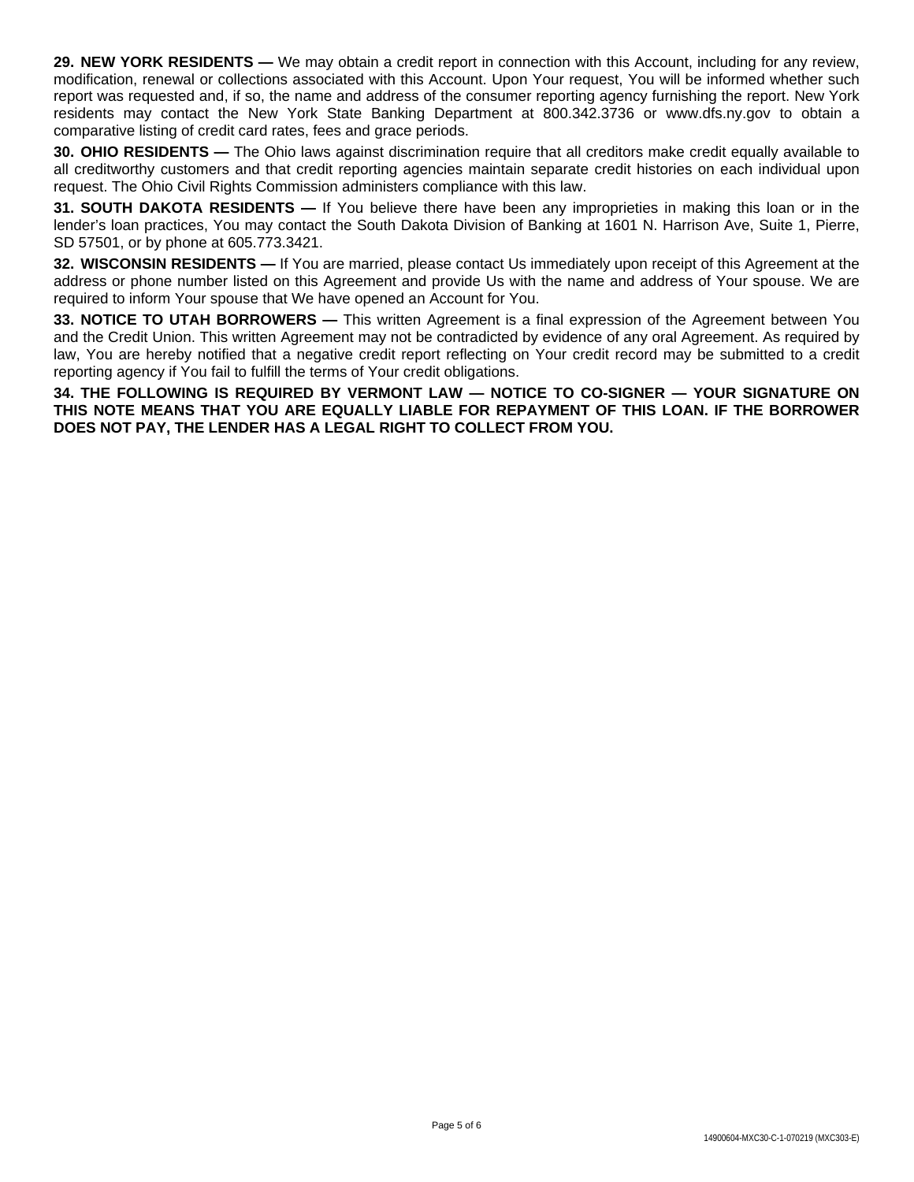**29. NEW YORK RESIDENTS —** We may obtain a credit report in connection with this Account, including for any review, modification, renewal or collections associated with this Account. Upon Your request, You will be informed whether such report was requested and, if so, the name and address of the consumer reporting agency furnishing the report. New York residents may contact the New York State Banking Department at 800.342.3736 or www.dfs.ny.gov to obtain a comparative listing of credit card rates, fees and grace periods.

**30. OHIO RESIDENTS —** The Ohio laws against discrimination require that all creditors make credit equally available to all creditworthy customers and that credit reporting agencies maintain separate credit histories on each individual upon request. The Ohio Civil Rights Commission administers compliance with this law.

**31. SOUTH DAKOTA RESIDENTS —** If You believe there have been any improprieties in making this loan or in the lender's loan practices, You may contact the South Dakota Division of Banking at 1601 N. Harrison Ave, Suite 1, Pierre, SD 57501, or by phone at 605.773.3421.

**32. WISCONSIN RESIDENTS —** If You are married, please contact Us immediately upon receipt of this Agreement at the address or phone number listed on this Agreement and provide Us with the name and address of Your spouse. We are required to inform Your spouse that We have opened an Account for You.

**33. NOTICE TO UTAH BORROWERS —** This written Agreement is a final expression of the Agreement between You and the Credit Union. This written Agreement may not be contradicted by evidence of any oral Agreement. As required by law, You are hereby notified that a negative credit report reflecting on Your credit record may be submitted to a credit reporting agency if You fail to fulfill the terms of Your credit obligations.

**34. THE FOLLOWING IS REQUIRED BY VERMONT LAW — NOTICE TO CO-SIGNER — YOUR SIGNATURE ON THIS NOTE MEANS THAT YOU ARE EQUALLY LIABLE FOR REPAYMENT OF THIS LOAN. IF THE BORROWER DOES NOT PAY, THE LENDER HAS A LEGAL RIGHT TO COLLECT FROM YOU.**

14900604-MXC30-C-1-070219 (MXC303-E)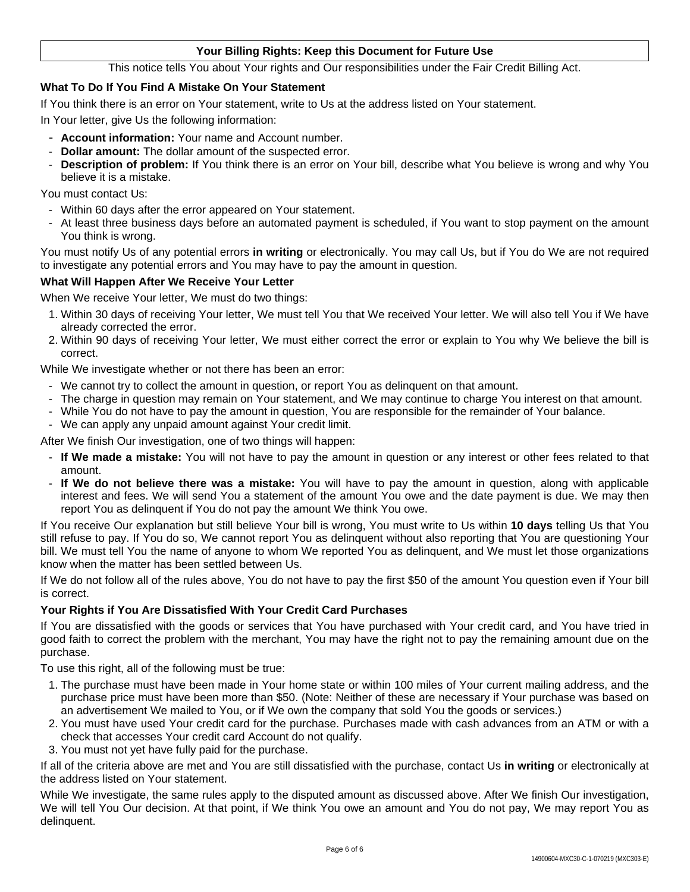## Your Billing Rights: Keep this Document for Future Use

This notice tells You about Your rights and Our responsibilities under the Fair Credit Billing Act.

### What To Do If You Find A Mistake On Your Statement

If You think there is an error on Your statement, write to Us at the address listed on Your statement.

In Your letter, give Us the following information:

- **Account information:** Your name and Account number.
- **Dollar amount:** The dollar amount of the suspected error.
- **Description of problem:** If You think there is an error on Your bill, describe what You believe is wrong and why You believe it is a mistake.

You must contact Us:

- Within 60 days after the error appeared on Your statement.
- At least three business days before an automated payment is scheduled, if You want to stop payment on the amount You think is wrong.

You must notify Us of any potential errors **in writing** or electronically. You may call Us, but if You do We are not required to investigate any potential errors and You may have to pay the amount in question.

### What Will Happen After We Receive Your Letter

When We receive Your letter, We must do two things:

1. Within 30 days of receiving Your letter, We must tell You that We received Your letter. We will also tell You if We have already corrected the error.
2. Within 90 days of receiving Your letter, We must either correct the error or explain to You why We believe the bill is correct.

While We investigate whether or not there has been an error:

- We cannot try to collect the amount in question, or report You as delinquent on that amount.
- The charge in question may remain on Your statement, and We may continue to charge You interest on that amount.
- While You do not have to pay the amount in question, You are responsible for the remainder of Your balance.
- We can apply any unpaid amount against Your credit limit.

After We finish Our investigation, one of two things will happen:

- **If We made a mistake:** You will not have to pay the amount in question or any interest or other fees related to that amount.
- **If We do not believe there was a mistake:** You will have to pay the amount in question, along with applicable interest and fees. We will send You a statement of the amount You owe and the date payment is due. We may then report You as delinquent if You do not pay the amount We think You owe.

If You receive Our explanation but still believe Your bill is wrong, You must write to Us within **10 days** telling Us that You still refuse to pay. If You do so, We cannot report You as delinquent without also reporting that You are questioning Your bill. We must tell You the name of anyone to whom We reported You as delinquent, and We must let those organizations know when the matter has been settled between Us.

If We do not follow all of the rules above, You do not have to pay the first $50 of the amount You question even if Your bill is correct.

### Your Rights if You Are Dissatisfied With Your Credit Card Purchases

If You are dissatisfied with the goods or services that You have purchased with Your credit card, and You have tried in good faith to correct the problem with the merchant, You may have the right not to pay the remaining amount due on the purchase.

To use this right, all of the following must be true:

1. The purchase must have been made in Your home state or within 100 miles of Your current mailing address, and the purchase price must have been more than $50. (Note: Neither of these are necessary if Your purchase was based on an advertisement We mailed to You, or if We own the company that sold You the goods or services.)
2. You must have used Your credit card for the purchase. Purchases made with cash advances from an ATM or with a check that accesses Your credit card Account do not qualify.
3. You must not yet have fully paid for the purchase.

If all of the criteria above are met and You are still dissatisfied with the purchase, contact Us **in writing** or electronically at the address listed on Your statement.

While We investigate, the same rules apply to the disputed amount as discussed above. After We finish Our investigation, We will tell You Our decision. At that point, if We think You owe an amount and You do not pay, We may report You as delinquent.

14900604-MXC30-C-1-070219 (MXC303-E)